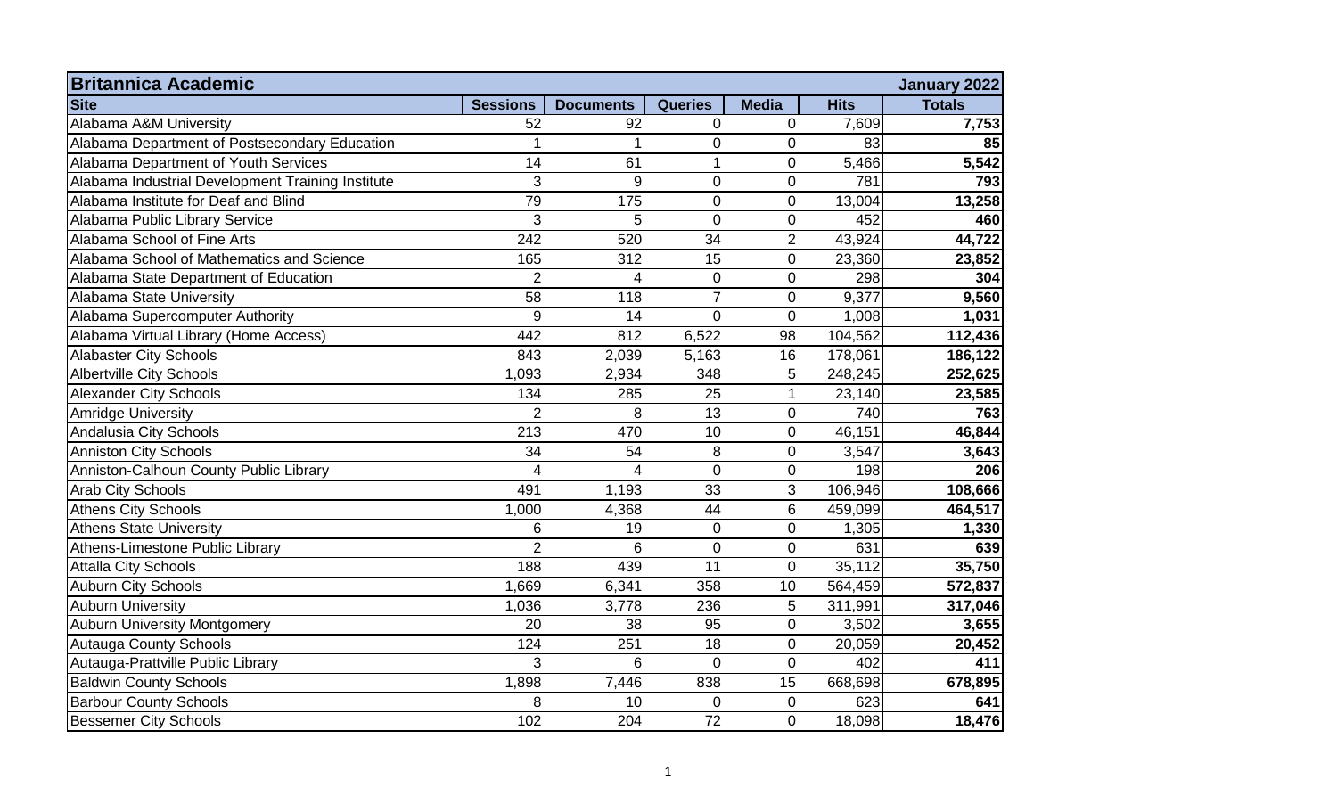| Britannica Academic | | | | | | January 2022 |
|---|---|---|---|---|---|---|
| **Site** | **Sessions** | **Documents** | **Queries** | **Media** | **Hits** | **Totals** |
| Alabama A&M University | 52 | 92 | 0 | 0 | 7,609 | **7,753** |
| Alabama Department of Postsecondary Education | 1 | 1 | 0 | 0 | 83 | **85** |
| Alabama Department of Youth Services | 14 | 61 | 1 | 0 | 5,466 | **5,542** |
| Alabama Industrial Development Training Institute | 3 | 9 | 0 | 0 | 781 | **793** |
| Alabama Institute for Deaf and Blind | 79 | 175 | 0 | 0 | 13,004 | **13,258** |
| Alabama Public Library Service | 3 | 5 | 0 | 0 | 452 | **460** |
| Alabama School of Fine Arts | 242 | 520 | 34 | 2 | 43,924 | **44,722** |
| Alabama School of Mathematics and Science | 165 | 312 | 15 | 0 | 23,360 | **23,852** |
| Alabama State Department of Education | 2 | 4 | 0 | 0 | 298 | **304** |
| Alabama State University | 58 | 118 | 7 | 0 | 9,377 | **9,560** |
| Alabama Supercomputer Authority | 9 | 14 | 0 | 0 | 1,008 | **1,031** |
| Alabama Virtual Library (Home Access) | 442 | 812 | 6,522 | 98 | 104,562 | **112,436** |
| Alabaster City Schools | 843 | 2,039 | 5,163 | 16 | 178,061 | **186,122** |
| Albertville City Schools | 1,093 | 2,934 | 348 | 5 | 248,245 | **252,625** |
| Alexander City Schools | 134 | 285 | 25 | 1 | 23,140 | **23,585** |
| Amridge University | 2 | 8 | 13 | 0 | 740 | **763** |
| Andalusia City Schools | 213 | 470 | 10 | 0 | 46,151 | **46,844** |
| Anniston City Schools | 34 | 54 | 8 | 0 | 3,547 | **3,643** |
| Anniston-Calhoun County Public Library | 4 | 4 | 0 | 0 | 198 | **206** |
| Arab City Schools | 491 | 1,193 | 33 | 3 | 106,946 | **108,666** |
| Athens City Schools | 1,000 | 4,368 | 44 | 6 | 459,099 | **464,517** |
| Athens State University | 6 | 19 | 0 | 0 | 1,305 | **1,330** |
| Athens-Limestone Public Library | 2 | 6 | 0 | 0 | 631 | **639** |
| Attalla City Schools | 188 | 439 | 11 | 0 | 35,112 | **35,750** |
| Auburn City Schools | 1,669 | 6,341 | 358 | 10 | 564,459 | **572,837** |
| Auburn University | 1,036 | 3,778 | 236 | 5 | 311,991 | **317,046** |
| Auburn University Montgomery | 20 | 38 | 95 | 0 | 3,502 | **3,655** |
| Autauga County Schools | 124 | 251 | 18 | 0 | 20,059 | **20,452** |
| Autauga-Prattville Public Library | 3 | 6 | 0 | 0 | 402 | **411** |
| Baldwin County Schools | 1,898 | 7,446 | 838 | 15 | 668,698 | **678,895** |
| Barbour County Schools | 8 | 10 | 0 | 0 | 623 | **641** |
| Bessemer City Schools | 102 | 204 | 72 | 0 | 18,098 | **18,476** |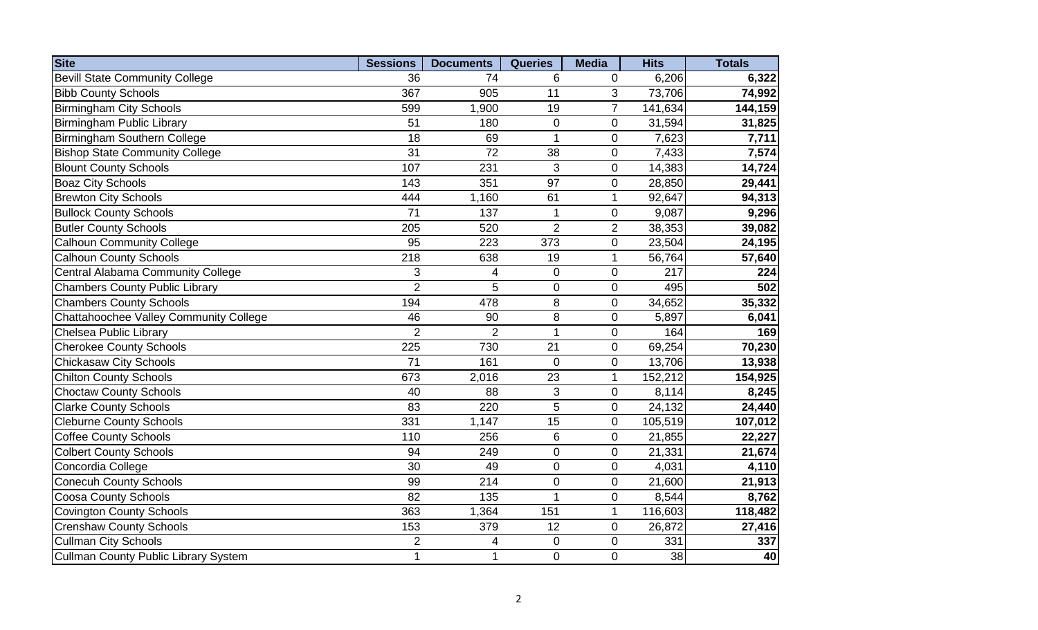| Site | Sessions | Documents | Queries | Media | Hits | Totals |
|---|---|---|---|---|---|---|
| Bevill State Community College | 36 | 74 | 6 | 0 | 6,206 | **6,322** |
| Bibb County Schools | 367 | 905 | 11 | 3 | 73,706 | **74,992** |
| Birmingham City Schools | 599 | 1,900 | 19 | 7 | 141,634 | **144,159** |
| Birmingham Public Library | 51 | 180 | 0 | 0 | 31,594 | **31,825** |
| Birmingham Southern College | 18 | 69 | 1 | 0 | 7,623 | **7,711** |
| Bishop State Community College | 31 | 72 | 38 | 0 | 7,433 | **7,574** |
| Blount County Schools | 107 | 231 | 3 | 0 | 14,383 | **14,724** |
| Boaz City Schools | 143 | 351 | 97 | 0 | 28,850 | **29,441** |
| Brewton City Schools | 444 | 1,160 | 61 | 1 | 92,647 | **94,313** |
| Bullock County Schools | 71 | 137 | 1 | 0 | 9,087 | **9,296** |
| Butler County Schools | 205 | 520 | 2 | 2 | 38,353 | **39,082** |
| Calhoun Community College | 95 | 223 | 373 | 0 | 23,504 | **24,195** |
| Calhoun County Schools | 218 | 638 | 19 | 1 | 56,764 | **57,640** |
| Central Alabama Community College | 3 | 4 | 0 | 0 | 217 | **224** |
| Chambers County Public Library | 2 | 5 | 0 | 0 | 495 | **502** |
| Chambers County Schools | 194 | 478 | 8 | 0 | 34,652 | **35,332** |
| Chattahoochee Valley Community College | 46 | 90 | 8 | 0 | 5,897 | **6,041** |
| Chelsea Public Library | 2 | 2 | 1 | 0 | 164 | **169** |
| Cherokee County Schools | 225 | 730 | 21 | 0 | 69,254 | **70,230** |
| Chickasaw City Schools | 71 | 161 | 0 | 0 | 13,706 | **13,938** |
| Chilton County Schools | 673 | 2,016 | 23 | 1 | 152,212 | **154,925** |
| Choctaw County Schools | 40 | 88 | 3 | 0 | 8,114 | **8,245** |
| Clarke County Schools | 83 | 220 | 5 | 0 | 24,132 | **24,440** |
| Cleburne County Schools | 331 | 1,147 | 15 | 0 | 105,519 | **107,012** |
| Coffee County Schools | 110 | 256 | 6 | 0 | 21,855 | **22,227** |
| Colbert County Schools | 94 | 249 | 0 | 0 | 21,331 | **21,674** |
| Concordia College | 30 | 49 | 0 | 0 | 4,031 | **4,110** |
| Conecuh County Schools | 99 | 214 | 0 | 0 | 21,600 | **21,913** |
| Coosa County Schools | 82 | 135 | 1 | 0 | 8,544 | **8,762** |
| Covington County Schools | 363 | 1,364 | 151 | 1 | 116,603 | **118,482** |
| Crenshaw County Schools | 153 | 379 | 12 | 0 | 26,872 | **27,416** |
| Cullman City Schools | 2 | 4 | 0 | 0 | 331 | **337** |
| Cullman County Public Library System | 1 | 1 | 0 | 0 | 38 | **40** |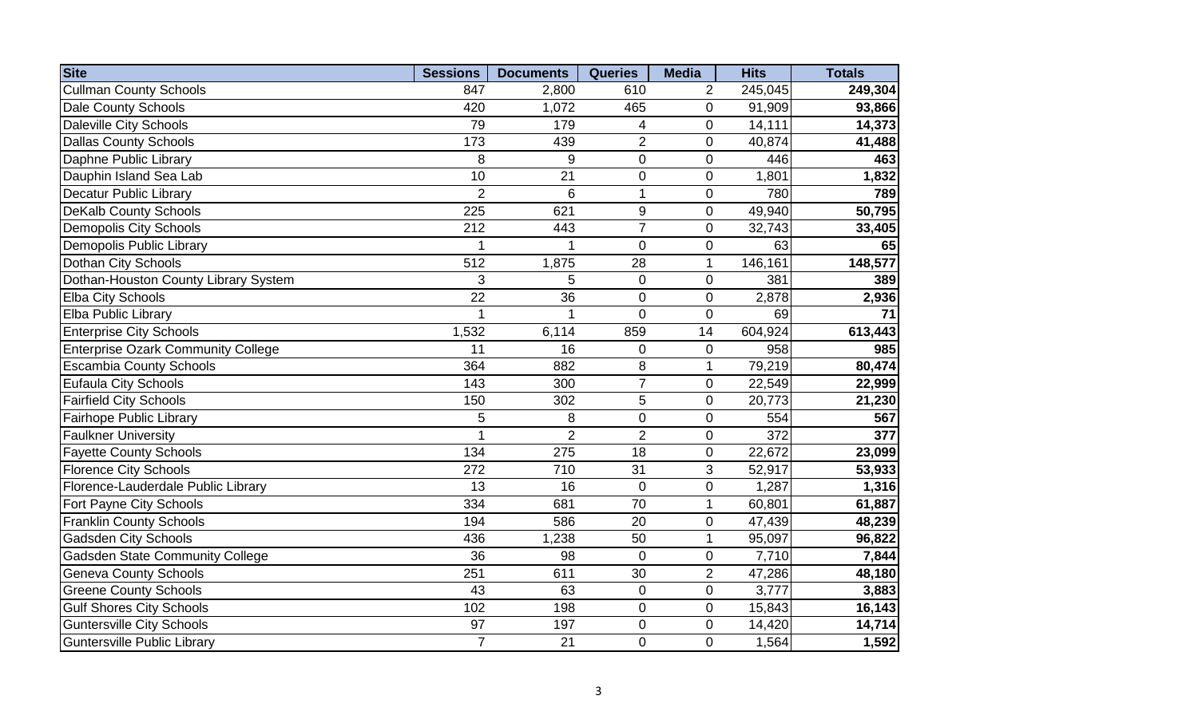| Site | Sessions | Documents | Queries | Media | Hits | Totals |
|---|---|---|---|---|---|---|
| Cullman County Schools | 847 | 2,800 | 610 | 2 | 245,045 | **249,304** |
| Dale County Schools | 420 | 1,072 | 465 | 0 | 91,909 | **93,866** |
| Daleville City Schools | 79 | 179 | 4 | 0 | 14,111 | **14,373** |
| Dallas County Schools | 173 | 439 | 2 | 0 | 40,874 | **41,488** |
| Daphne Public Library | 8 | 9 | 0 | 0 | 446 | **463** |
| Dauphin Island Sea Lab | 10 | 21 | 0 | 0 | 1,801 | **1,832** |
| Decatur Public Library | 2 | 6 | 1 | 0 | 780 | **789** |
| DeKalb County Schools | 225 | 621 | 9 | 0 | 49,940 | **50,795** |
| Demopolis City Schools | 212 | 443 | 7 | 0 | 32,743 | **33,405** |
| Demopolis Public Library | 1 | 1 | 0 | 0 | 63 | **65** |
| Dothan City Schools | 512 | 1,875 | 28 | 1 | 146,161 | **148,577** |
| Dothan-Houston County Library System | 3 | 5 | 0 | 0 | 381 | **389** |
| Elba City Schools | 22 | 36 | 0 | 0 | 2,878 | **2,936** |
| Elba Public Library | 1 | 1 | 0 | 0 | 69 | **71** |
| Enterprise City Schools | 1,532 | 6,114 | 859 | 14 | 604,924 | **613,443** |
| Enterprise Ozark Community College | 11 | 16 | 0 | 0 | 958 | **985** |
| Escambia County Schools | 364 | 882 | 8 | 1 | 79,219 | **80,474** |
| Eufaula City Schools | 143 | 300 | 7 | 0 | 22,549 | **22,999** |
| Fairfield City Schools | 150 | 302 | 5 | 0 | 20,773 | **21,230** |
| Fairhope Public Library | 5 | 8 | 0 | 0 | 554 | **567** |
| Faulkner University | 1 | 2 | 2 | 0 | 372 | **377** |
| Fayette County Schools | 134 | 275 | 18 | 0 | 22,672 | **23,099** |
| Florence City Schools | 272 | 710 | 31 | 3 | 52,917 | **53,933** |
| Florence-Lauderdale Public Library | 13 | 16 | 0 | 0 | 1,287 | **1,316** |
| Fort Payne City Schools | 334 | 681 | 70 | 1 | 60,801 | **61,887** |
| Franklin County Schools | 194 | 586 | 20 | 0 | 47,439 | **48,239** |
| Gadsden City Schools | 436 | 1,238 | 50 | 1 | 95,097 | **96,822** |
| Gadsden State Community College | 36 | 98 | 0 | 0 | 7,710 | **7,844** |
| Geneva County Schools | 251 | 611 | 30 | 2 | 47,286 | **48,180** |
| Greene County Schools | 43 | 63 | 0 | 0 | 3,777 | **3,883** |
| Gulf Shores City Schools | 102 | 198 | 0 | 0 | 15,843 | **16,143** |
| Guntersville City Schools | 97 | 197 | 0 | 0 | 14,420 | **14,714** |
| Guntersville Public Library | 7 | 21 | 0 | 0 | 1,564 | **1,592** |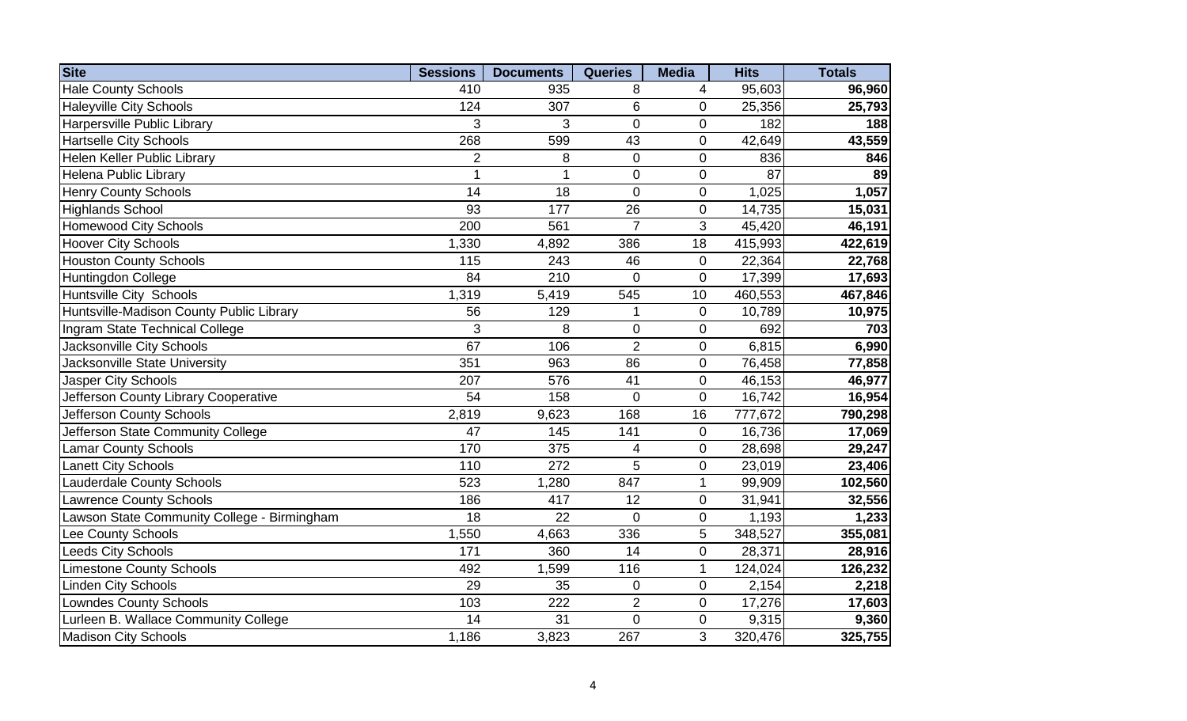| Site | Sessions | Documents | Queries | Media | Hits | Totals |
|---|---|---|---|---|---|---|
| Hale County Schools | 410 | 935 | 8 | 4 | 95,603 | **96,960** |
| Haleyville City Schools | 124 | 307 | 6 | 0 | 25,356 | **25,793** |
| Harpersville Public Library | 3 | 3 | 0 | 0 | 182 | **188** |
| Hartselle City Schools | 268 | 599 | 43 | 0 | 42,649 | **43,559** |
| Helen Keller Public Library | 2 | 8 | 0 | 0 | 836 | **846** |
| Helena Public Library | 1 | 1 | 0 | 0 | 87 | **89** |
| Henry County Schools | 14 | 18 | 0 | 0 | 1,025 | **1,057** |
| Highlands School | 93 | 177 | 26 | 0 | 14,735 | **15,031** |
| Homewood City Schools | 200 | 561 | 7 | 3 | 45,420 | **46,191** |
| Hoover City Schools | 1,330 | 4,892 | 386 | 18 | 415,993 | **422,619** |
| Houston County Schools | 115 | 243 | 46 | 0 | 22,364 | **22,768** |
| Huntingdon College | 84 | 210 | 0 | 0 | 17,399 | **17,693** |
| Huntsville City Schools | 1,319 | 5,419 | 545 | 10 | 460,553 | **467,846** |
| Huntsville-Madison County Public Library | 56 | 129 | 1 | 0 | 10,789 | **10,975** |
| Ingram State Technical College | 3 | 8 | 0 | 0 | 692 | **703** |
| Jacksonville City Schools | 67 | 106 | 2 | 0 | 6,815 | **6,990** |
| Jacksonville State University | 351 | 963 | 86 | 0 | 76,458 | **77,858** |
| Jasper City Schools | 207 | 576 | 41 | 0 | 46,153 | **46,977** |
| Jefferson County Library Cooperative | 54 | 158 | 0 | 0 | 16,742 | **16,954** |
| Jefferson County Schools | 2,819 | 9,623 | 168 | 16 | 777,672 | **790,298** |
| Jefferson State Community College | 47 | 145 | 141 | 0 | 16,736 | **17,069** |
| Lamar County Schools | 170 | 375 | 4 | 0 | 28,698 | **29,247** |
| Lanett City Schools | 110 | 272 | 5 | 0 | 23,019 | **23,406** |
| Lauderdale County Schools | 523 | 1,280 | 847 | 1 | 99,909 | **102,560** |
| Lawrence County Schools | 186 | 417 | 12 | 0 | 31,941 | **32,556** |
| Lawson State Community College - Birmingham | 18 | 22 | 0 | 0 | 1,193 | **1,233** |
| Lee County Schools | 1,550 | 4,663 | 336 | 5 | 348,527 | **355,081** |
| Leeds City Schools | 171 | 360 | 14 | 0 | 28,371 | **28,916** |
| Limestone County Schools | 492 | 1,599 | 116 | 1 | 124,024 | **126,232** |
| Linden City Schools | 29 | 35 | 0 | 0 | 2,154 | **2,218** |
| Lowndes County Schools | 103 | 222 | 2 | 0 | 17,276 | **17,603** |
| Lurleen B. Wallace Community College | 14 | 31 | 0 | 0 | 9,315 | **9,360** |
| Madison City Schools | 1,186 | 3,823 | 267 | 3 | 320,476 | **325,755** |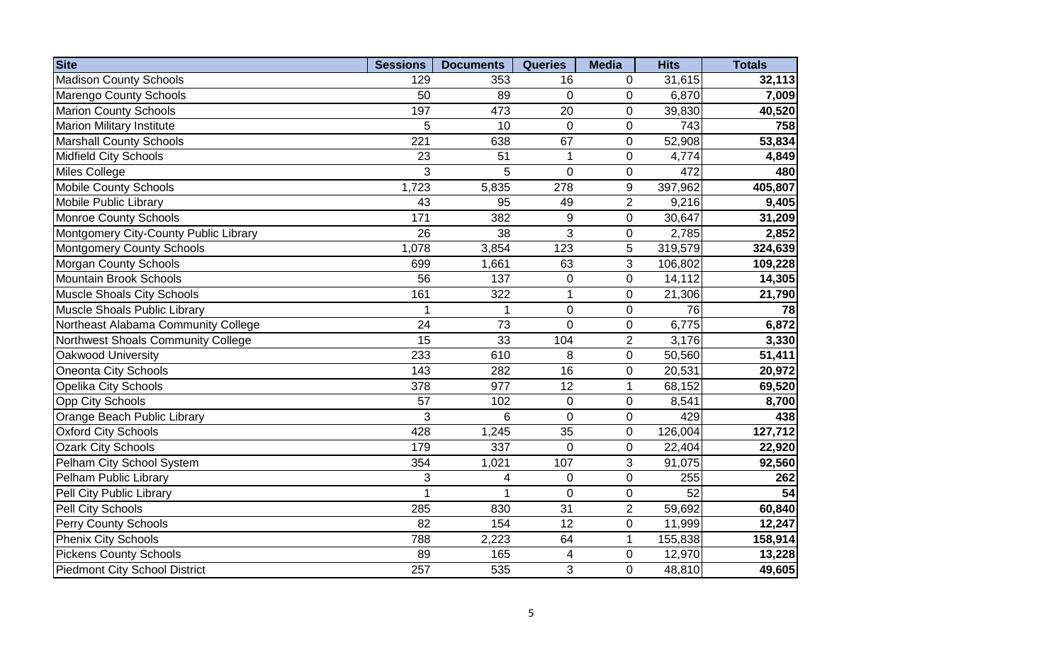| Site | Sessions | Documents | Queries | Media | Hits | Totals |
|---|---|---|---|---|---|---|
| Madison County Schools | 129 | 353 | 16 | 0 | 31,615 | **32,113** |
| Marengo County Schools | 50 | 89 | 0 | 0 | 6,870 | **7,009** |
| Marion County Schools | 197 | 473 | 20 | 0 | 39,830 | **40,520** |
| Marion Military Institute | 5 | 10 | 0 | 0 | 743 | **758** |
| Marshall County Schools | 221 | 638 | 67 | 0 | 52,908 | **53,834** |
| Midfield City Schools | 23 | 51 | 1 | 0 | 4,774 | **4,849** |
| Miles College | 3 | 5 | 0 | 0 | 472 | **480** |
| Mobile County Schools | 1,723 | 5,835 | 278 | 9 | 397,962 | **405,807** |
| Mobile Public Library | 43 | 95 | 49 | 2 | 9,216 | **9,405** |
| Monroe County Schools | 171 | 382 | 9 | 0 | 30,647 | **31,209** |
| Montgomery City-County Public Library | 26 | 38 | 3 | 0 | 2,785 | **2,852** |
| Montgomery County Schools | 1,078 | 3,854 | 123 | 5 | 319,579 | **324,639** |
| Morgan County Schools | 699 | 1,661 | 63 | 3 | 106,802 | **109,228** |
| Mountain Brook Schools | 56 | 137 | 0 | 0 | 14,112 | **14,305** |
| Muscle Shoals City Schools | 161 | 322 | 1 | 0 | 21,306 | **21,790** |
| Muscle Shoals Public Library | 1 | 1 | 0 | 0 | 76 | **78** |
| Northeast Alabama Community College | 24 | 73 | 0 | 0 | 6,775 | **6,872** |
| Northwest Shoals Community College | 15 | 33 | 104 | 2 | 3,176 | **3,330** |
| Oakwood University | 233 | 610 | 8 | 0 | 50,560 | **51,411** |
| Oneonta City Schools | 143 | 282 | 16 | 0 | 20,531 | **20,972** |
| Opelika City Schools | 378 | 977 | 12 | 1 | 68,152 | **69,520** |
| Opp City Schools | 57 | 102 | 0 | 0 | 8,541 | **8,700** |
| Orange Beach Public Library | 3 | 6 | 0 | 0 | 429 | **438** |
| Oxford City Schools | 428 | 1,245 | 35 | 0 | 126,004 | **127,712** |
| Ozark City Schools | 179 | 337 | 0 | 0 | 22,404 | **22,920** |
| Pelham City School System | 354 | 1,021 | 107 | 3 | 91,075 | **92,560** |
| Pelham Public Library | 3 | 4 | 0 | 0 | 255 | **262** |
| Pell City Public Library | 1 | 1 | 0 | 0 | 52 | **54** |
| Pell City Schools | 285 | 830 | 31 | 2 | 59,692 | **60,840** |
| Perry County Schools | 82 | 154 | 12 | 0 | 11,999 | **12,247** |
| Phenix City Schools | 788 | 2,223 | 64 | 1 | 155,838 | **158,914** |
| Pickens County Schools | 89 | 165 | 4 | 0 | 12,970 | **13,228** |
| Piedmont City School District | 257 | 535 | 3 | 0 | 48,810 | **49,605** |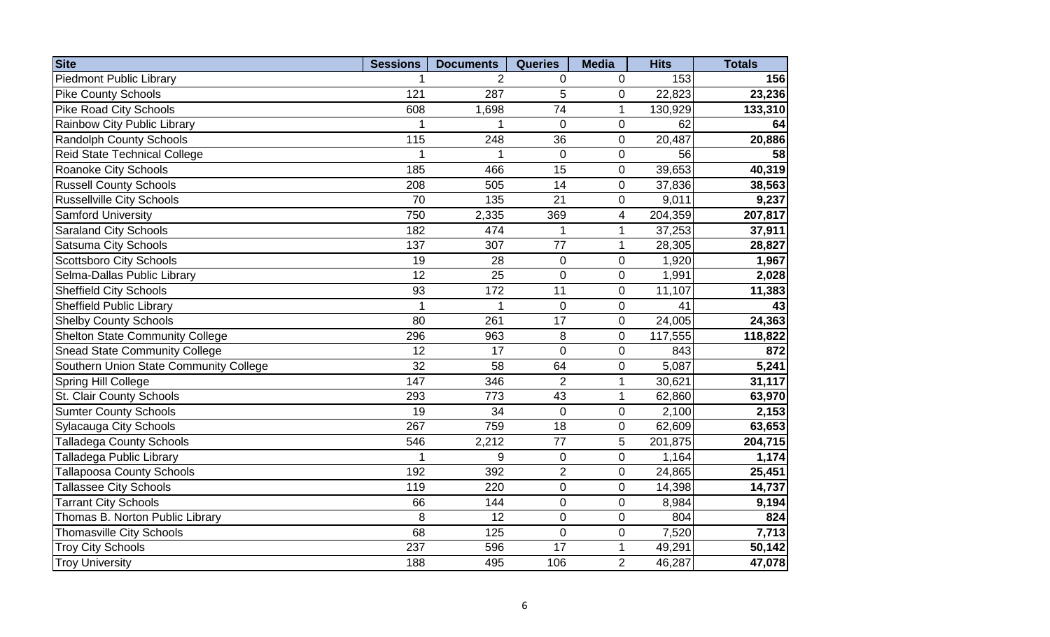| Site | Sessions | Documents | Queries | Media | Hits | Totals |
|---|---|---|---|---|---|---|
| Piedmont Public Library | 1 | 2 | 0 | 0 | 153 | **156** |
| Pike County Schools | 121 | 287 | 5 | 0 | 22,823 | **23,236** |
| Pike Road City Schools | 608 | 1,698 | 74 | 1 | 130,929 | **133,310** |
| Rainbow City Public Library | 1 | 1 | 0 | 0 | 62 | **64** |
| Randolph County Schools | 115 | 248 | 36 | 0 | 20,487 | **20,886** |
| Reid State Technical College | 1 | 1 | 0 | 0 | 56 | **58** |
| Roanoke City Schools | 185 | 466 | 15 | 0 | 39,653 | **40,319** |
| Russell County Schools | 208 | 505 | 14 | 0 | 37,836 | **38,563** |
| Russellville City Schools | 70 | 135 | 21 | 0 | 9,011 | **9,237** |
| Samford University | 750 | 2,335 | 369 | 4 | 204,359 | **207,817** |
| Saraland City Schools | 182 | 474 | 1 | 1 | 37,253 | **37,911** |
| Satsuma City Schools | 137 | 307 | 77 | 1 | 28,305 | **28,827** |
| Scottsboro City Schools | 19 | 28 | 0 | 0 | 1,920 | **1,967** |
| Selma-Dallas Public Library | 12 | 25 | 0 | 0 | 1,991 | **2,028** |
| Sheffield City Schools | 93 | 172 | 11 | 0 | 11,107 | **11,383** |
| Sheffield Public Library | 1 | 1 | 0 | 0 | 41 | **43** |
| Shelby County Schools | 80 | 261 | 17 | 0 | 24,005 | **24,363** |
| Shelton State Community College | 296 | 963 | 8 | 0 | 117,555 | **118,822** |
| Snead State Community College | 12 | 17 | 0 | 0 | 843 | **872** |
| Southern Union State Community College | 32 | 58 | 64 | 0 | 5,087 | **5,241** |
| Spring Hill College | 147 | 346 | 2 | 1 | 30,621 | **31,117** |
| St. Clair County Schools | 293 | 773 | 43 | 1 | 62,860 | **63,970** |
| Sumter County Schools | 19 | 34 | 0 | 0 | 2,100 | **2,153** |
| Sylacauga City Schools | 267 | 759 | 18 | 0 | 62,609 | **63,653** |
| Talladega County Schools | 546 | 2,212 | 77 | 5 | 201,875 | **204,715** |
| Talladega Public Library | 1 | 9 | 0 | 0 | 1,164 | **1,174** |
| Tallapoosa County Schools | 192 | 392 | 2 | 0 | 24,865 | **25,451** |
| Tallassee City Schools | 119 | 220 | 0 | 0 | 14,398 | **14,737** |
| Tarrant City Schools | 66 | 144 | 0 | 0 | 8,984 | **9,194** |
| Thomas B. Norton Public Library | 8 | 12 | 0 | 0 | 804 | **824** |
| Thomasville City Schools | 68 | 125 | 0 | 0 | 7,520 | **7,713** |
| Troy City Schools | 237 | 596 | 17 | 1 | 49,291 | **50,142** |
| Troy University | 188 | 495 | 106 | 2 | 46,287 | **47,078** |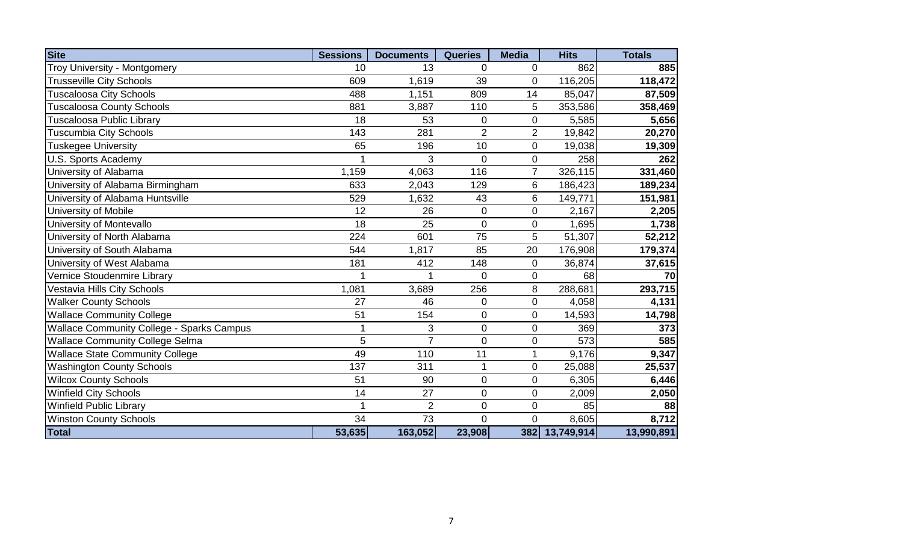| Site | Sessions | Documents | Queries | Media | Hits | Totals |
|---|---|---|---|---|---|---|
| Troy University - Montgomery | 10 | 13 | 0 | 0 | 862 | **885** |
| Trusseville City Schools | 609 | 1,619 | 39 | 0 | 116,205 | **118,472** |
| Tuscaloosa City Schools | 488 | 1,151 | 809 | 14 | 85,047 | **87,509** |
| Tuscaloosa County Schools | 881 | 3,887 | 110 | 5 | 353,586 | **358,469** |
| Tuscaloosa Public Library | 18 | 53 | 0 | 0 | 5,585 | **5,656** |
| Tuscumbia City Schools | 143 | 281 | 2 | 2 | 19,842 | **20,270** |
| Tuskegee University | 65 | 196 | 10 | 0 | 19,038 | **19,309** |
| U.S. Sports Academy | 1 | 3 | 0 | 0 | 258 | **262** |
| University of Alabama | 1,159 | 4,063 | 116 | 7 | 326,115 | **331,460** |
| University of Alabama Birmingham | 633 | 2,043 | 129 | 6 | 186,423 | **189,234** |
| University of Alabama Huntsville | 529 | 1,632 | 43 | 6 | 149,771 | **151,981** |
| University of Mobile | 12 | 26 | 0 | 0 | 2,167 | **2,205** |
| University of Montevallo | 18 | 25 | 0 | 0 | 1,695 | **1,738** |
| University of North Alabama | 224 | 601 | 75 | 5 | 51,307 | **52,212** |
| University of South Alabama | 544 | 1,817 | 85 | 20 | 176,908 | **179,374** |
| University of West Alabama | 181 | 412 | 148 | 0 | 36,874 | **37,615** |
| Vernice Stoudenmire Library | 1 | 1 | 0 | 0 | 68 | **70** |
| Vestavia Hills City Schools | 1,081 | 3,689 | 256 | 8 | 288,681 | **293,715** |
| Walker County Schools | 27 | 46 | 0 | 0 | 4,058 | **4,131** |
| Wallace Community College | 51 | 154 | 0 | 0 | 14,593 | **14,798** |
| Wallace Community College - Sparks Campus | 1 | 3 | 0 | 0 | 369 | **373** |
| Wallace Community College Selma | 5 | 7 | 0 | 0 | 573 | **585** |
| Wallace State Community College | 49 | 110 | 11 | 1 | 9,176 | **9,347** |
| Washington County Schools | 137 | 311 | 1 | 0 | 25,088 | **25,537** |
| Wilcox County Schools | 51 | 90 | 0 | 0 | 6,305 | **6,446** |
| Winfield City Schools | 14 | 27 | 0 | 0 | 2,009 | **2,050** |
| Winfield Public Library | 1 | 2 | 0 | 0 | 85 | **88** |
| Winston County Schools | 34 | 73 | 0 | 0 | 8,605 | **8,712** |
| **Total** | **53,635** | **163,052** | **23,908** | **382** | **13,749,914** | **13,990,891** |